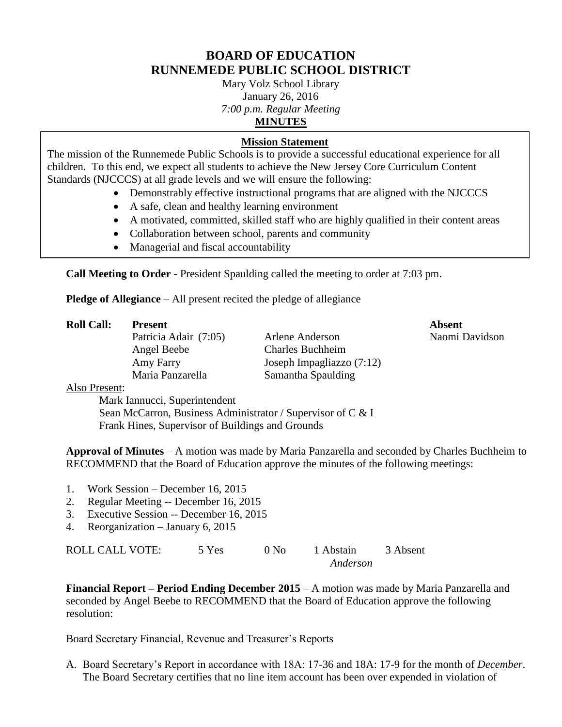# BOARD OF EDUCATION
# RUNNEMEDE PUBLIC SCHOOL DISTRICT

Mary Volz School Library
January 26, 2016
*7:00 p.m. Regular Meeting*
**MINUTES**

**Mission Statement**

The mission of the Runnemede Public Schools is to provide a successful educational experience for all children. To this end, we expect all students to achieve the New Jersey Core Curriculum Content Standards (NJCCCS) at all grade levels and we will ensure the following:

- Demonstrably effective instructional programs that are aligned with the NJCCCS
- A safe, clean and healthy learning environment
- A motivated, committed, skilled staff who are highly qualified in their content areas
- Collaboration between school, parents and community
- Managerial and fiscal accountability

**Call Meeting to Order** - President Spaulding called the meeting to order at 7:03 pm.

**Pledge of Allegiance** – All present recited the pledge of allegiance

| **Roll Call:** | **Present** | | **Absent** |
|---|---|---|---|
| | Patricia Adair (7:05) | Arlene Anderson | Naomi Davidson |
| | Angel Beebe | Charles Buchheim | |
| | Amy Farry | Joseph Impagliazzo (7:12) | |
| | Maria Panzarella | Samantha Spaulding | |

Also Present:

Mark Iannucci, Superintendent
Sean McCarron, Business Administrator / Supervisor of C & I
Frank Hines, Supervisor of Buildings and Grounds

**Approval of Minutes** – A motion was made by Maria Panzarella and seconded by Charles Buchheim to RECOMMEND that the Board of Education approve the minutes of the following meetings:

1. Work Session – December 16, 2015
2. Regular Meeting -- December 16, 2015
3. Executive Session -- December 16, 2015
4. Reorganization – January 6, 2015

ROLL CALL VOTE: 5 Yes 0 No 1 Abstain 3 Absent
*Anderson*

**Financial Report – Period Ending December 2015** – A motion was made by Maria Panzarella and seconded by Angel Beebe to RECOMMEND that the Board of Education approve the following resolution:

Board Secretary Financial, Revenue and Treasurer's Reports

A. Board Secretary's Report in accordance with 18A: 17-36 and 18A: 17-9 for the month of *December*. The Board Secretary certifies that no line item account has been over expended in violation of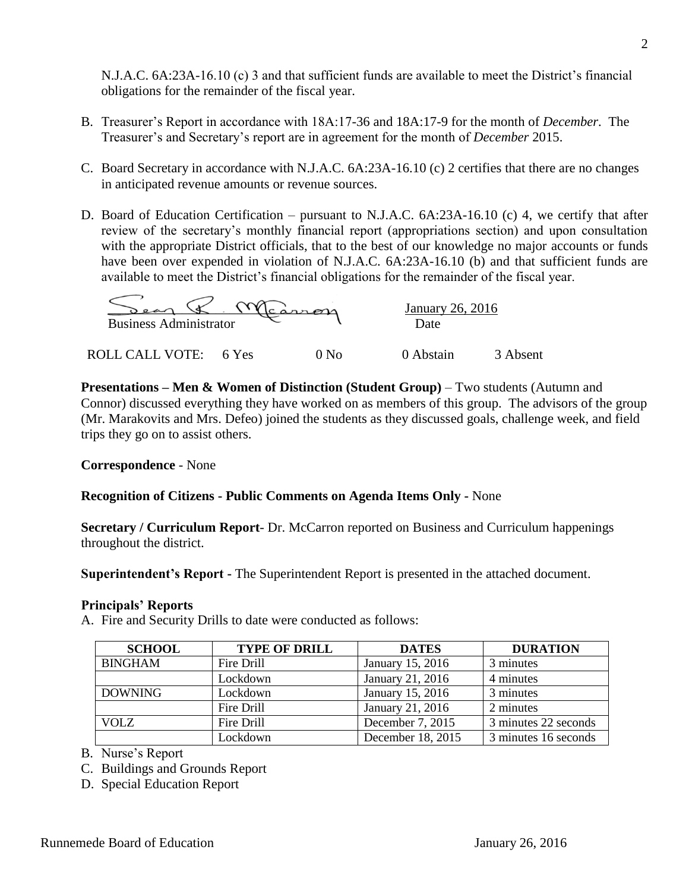N.J.A.C. 6A:23A-16.10 (c) 3 and that sufficient funds are available to meet the District's financial obligations for the remainder of the fiscal year.

B. Treasurer's Report in accordance with 18A:17-36 and 18A:17-9 for the month of *December*. The Treasurer's and Secretary's report are in agreement for the month of *December* 2015.

C. Board Secretary in accordance with N.J.A.C. 6A:23A-16.10 (c) 2 certifies that there are no changes in anticipated revenue amounts or revenue sources.

D. Board of Education Certification – pursuant to N.J.A.C. 6A:23A-16.10 (c) 4, we certify that after review of the secretary's monthly financial report (appropriations section) and upon consultation with the appropriate District officials, that to the best of our knowledge no major accounts or funds have been over expended in violation of N.J.A.C. 6A:23A-16.10 (b) and that sufficient funds are available to meet the District's financial obligations for the remainder of the fiscal year.

Sean R. McCarron
Business Administrator

January 26, 2016
Date

ROLL CALL VOTE: 6 Yes 0 No 0 Abstain 3 Absent

**Presentations – Men & Women of Distinction (Student Group)** – Two students (Autumn and Connor) discussed everything they have worked on as members of this group. The advisors of the group (Mr. Marakovits and Mrs. Defeo) joined the students as they discussed goals, challenge week, and field trips they go on to assist others.

**Correspondence** - None

**Recognition of Citizens - Public Comments on Agenda Items Only -** None

**Secretary / Curriculum Report**- Dr. McCarron reported on Business and Curriculum happenings throughout the district.

**Superintendent's Report -** The Superintendent Report is presented in the attached document.

**Principals' Reports**

A. Fire and Security Drills to date were conducted as follows:

| SCHOOL | TYPE OF DRILL | DATES | DURATION |
|---|---|---|---|
| BINGHAM | Fire Drill | January 15, 2016 | 3 minutes |
| | Lockdown | January 21, 2016 | 4 minutes |
| DOWNING | Lockdown | January 15, 2016 | 3 minutes |
| | Fire Drill | January 21, 2016 | 2 minutes |
| VOLZ | Fire Drill | December 7, 2015 | 3 minutes 22 seconds |
| | Lockdown | December 18, 2015 | 3 minutes 16 seconds |

B. Nurse's Report

C. Buildings and Grounds Report

D. Special Education Report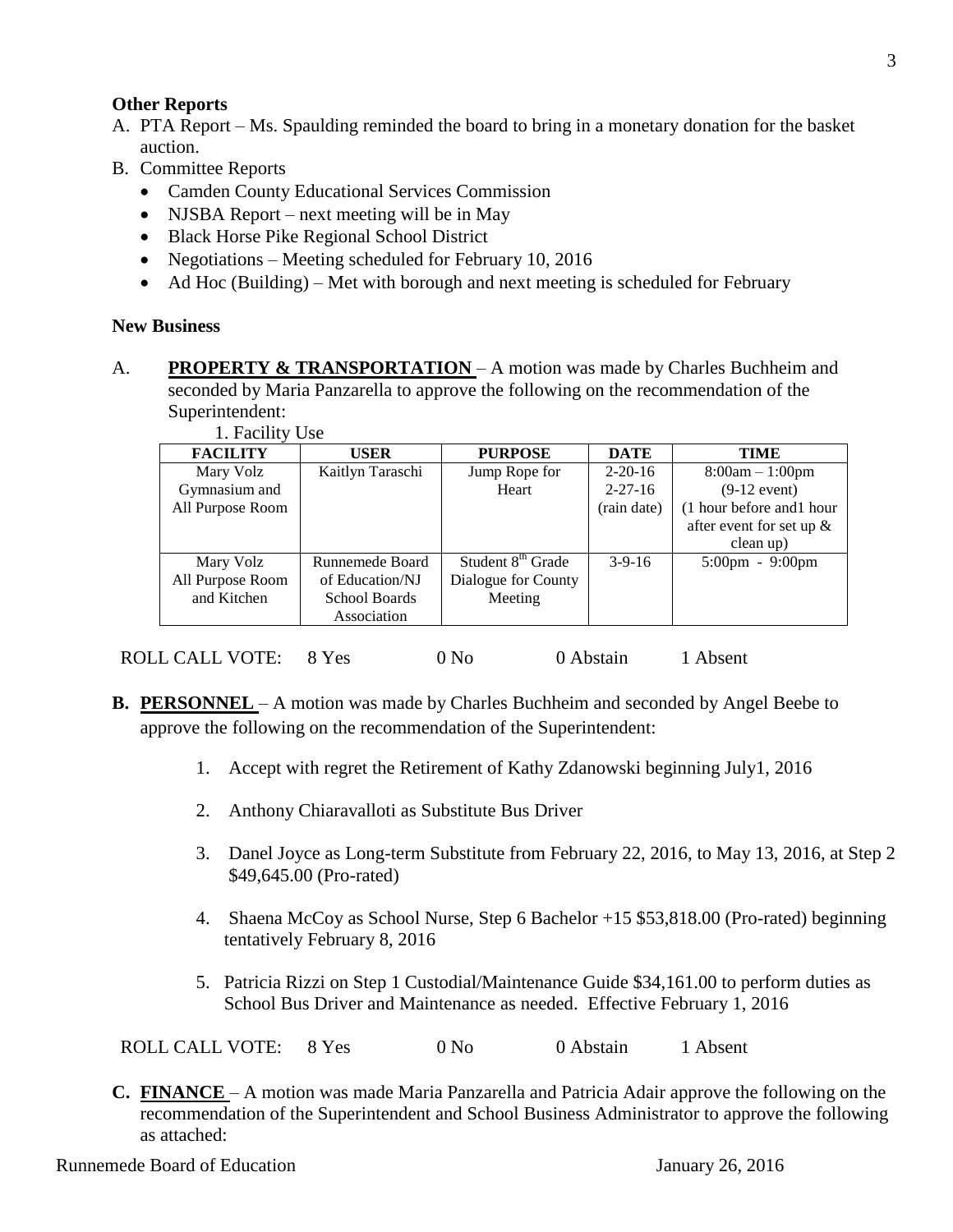**Other Reports**

A. PTA Report – Ms. Spaulding reminded the board to bring in a monetary donation for the basket auction.
B. Committee Reports
    - Camden County Educational Services Commission
    - NJSBA Report – next meeting will be in May
    - Black Horse Pike Regional School District
    - Negotiations – Meeting scheduled for February 10, 2016
    - Ad Hoc (Building) – Met with borough and next meeting is scheduled for February

**New Business**

A. **PROPERTY & TRANSPORTATION** – A motion was made by Charles Buchheim and seconded by Maria Panzarella to approve the following on the recommendation of the Superintendent:

1. Facility Use

| FACILITY | USER | PURPOSE | DATE | TIME |
|---|---|---|---|---|
| Mary Volz Gymnasium and All Purpose Room | Kaitlyn Taraschi | Jump Rope for Heart | 2-20-16 2-27-16 (rain date) | 8:00am – 1:00pm (9-12 event) (1 hour before and1 hour after event for set up & clean up) |
| Mary Volz All Purpose Room and Kitchen | Runnemede Board of Education/NJ School Boards Association | Student 8th Grade Dialogue for County Meeting | 3-9-16 | 5:00pm - 9:00pm |

ROLL CALL VOTE: 8 Yes 0 No 0 Abstain 1 Absent

**B. PERSONNEL** – A motion was made by Charles Buchheim and seconded by Angel Beebe to approve the following on the recommendation of the Superintendent:

1. Accept with regret the Retirement of Kathy Zdanowski beginning July1, 2016
2. Anthony Chiaravalloti as Substitute Bus Driver
3. Danel Joyce as Long-term Substitute from February 22, 2016, to May 13, 2016, at Step 2 $49,645.00 (Pro-rated)
4. Shaena McCoy as School Nurse, Step 6 Bachelor +15 $53,818.00 (Pro-rated) beginning tentatively February 8, 2016
5. Patricia Rizzi on Step 1 Custodial/Maintenance Guide $34,161.00 to perform duties as School Bus Driver and Maintenance as needed. Effective February 1, 2016

ROLL CALL VOTE: 8 Yes 0 No 0 Abstain 1 Absent

**C. FINANCE** – A motion was made Maria Panzarella and Patricia Adair approve the following on the recommendation of the Superintendent and School Business Administrator to approve the following as attached: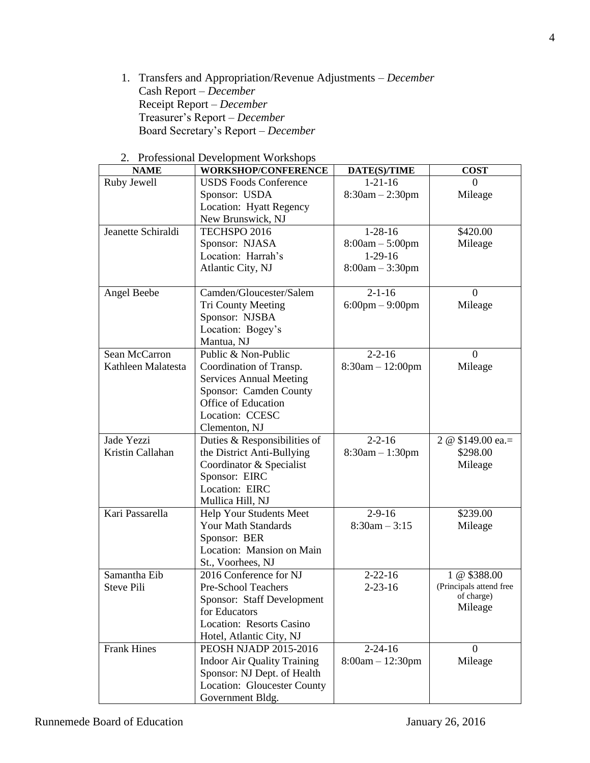1. Transfers and Appropriation/Revenue Adjustments – *December*
   Cash Report – *December*
   Receipt Report – *December*
   Treasurer's Report – *December*
   Board Secretary's Report – *December*

2. Professional Development Workshops

| NAME | WORKSHOP/CONFERENCE | DATE(S)/TIME | COST |
|---|---|---|---|
| Ruby Jewell | USDS Foods Conference<br>Sponsor: USDA<br>Location: Hyatt Regency New Brunswick, NJ | 1-21-16<br>8:30am – 2:30pm | 0<br>Mileage |
| Jeanette Schiraldi | TECHSPO 2016<br>Sponsor: NJASA<br>Location: Harrah's Atlantic City, NJ | 1-28-16<br>8:00am – 5:00pm<br>1-29-16<br>8:00am – 3:30pm | $420.00<br>Mileage |
| Angel Beebe | Camden/Gloucester/Salem Tri County Meeting<br>Sponsor: NJSBA<br>Location: Bogey's Mantua, NJ | 2-1-16<br>6:00pm – 9:00pm | 0<br>Mileage |
| Sean McCarron<br>Kathleen Malatesta | Public & Non-Public Coordination of Transp. Services Annual Meeting<br>Sponsor: Camden County Office of Education<br>Location: CCESC Clementon, NJ | 2-2-16<br>8:30am – 12:00pm | 0<br>Mileage |
| Jade Yezzi<br>Kristin Callahan | Duties & Responsibilities of the District Anti-Bullying Coordinator & Specialist<br>Sponsor: EIRC<br>Location: EIRC Mullica Hill, NJ | 2-2-16<br>8:30am – 1:30pm | 2 @ $149.00 ea.=<br>$298.00<br>Mileage |
| Kari Passarella | Help Your Students Meet Your Math Standards<br>Sponsor: BER<br>Location: Mansion on Main St., Voorhees, NJ | 2-9-16<br>8:30am – 3:15 | $239.00<br>Mileage |
| Samantha Eib<br>Steve Pili | 2016 Conference for NJ Pre-School Teachers<br>Sponsor: Staff Development for Educators<br>Location: Resorts Casino Hotel, Atlantic City, NJ | 2-22-16<br>2-23-16 | 1 @ $388.00<br>(Principals attend free of charge)<br>Mileage |
| Frank Hines | PEOSH NJADP 2015-2016 Indoor Air Quality Training<br>Sponsor: NJ Dept. of Health<br>Location: Gloucester County Government Bldg. | 2-24-16<br>8:00am – 12:30pm | 0<br>Mileage |

Runnemede Board of Education January 26, 2016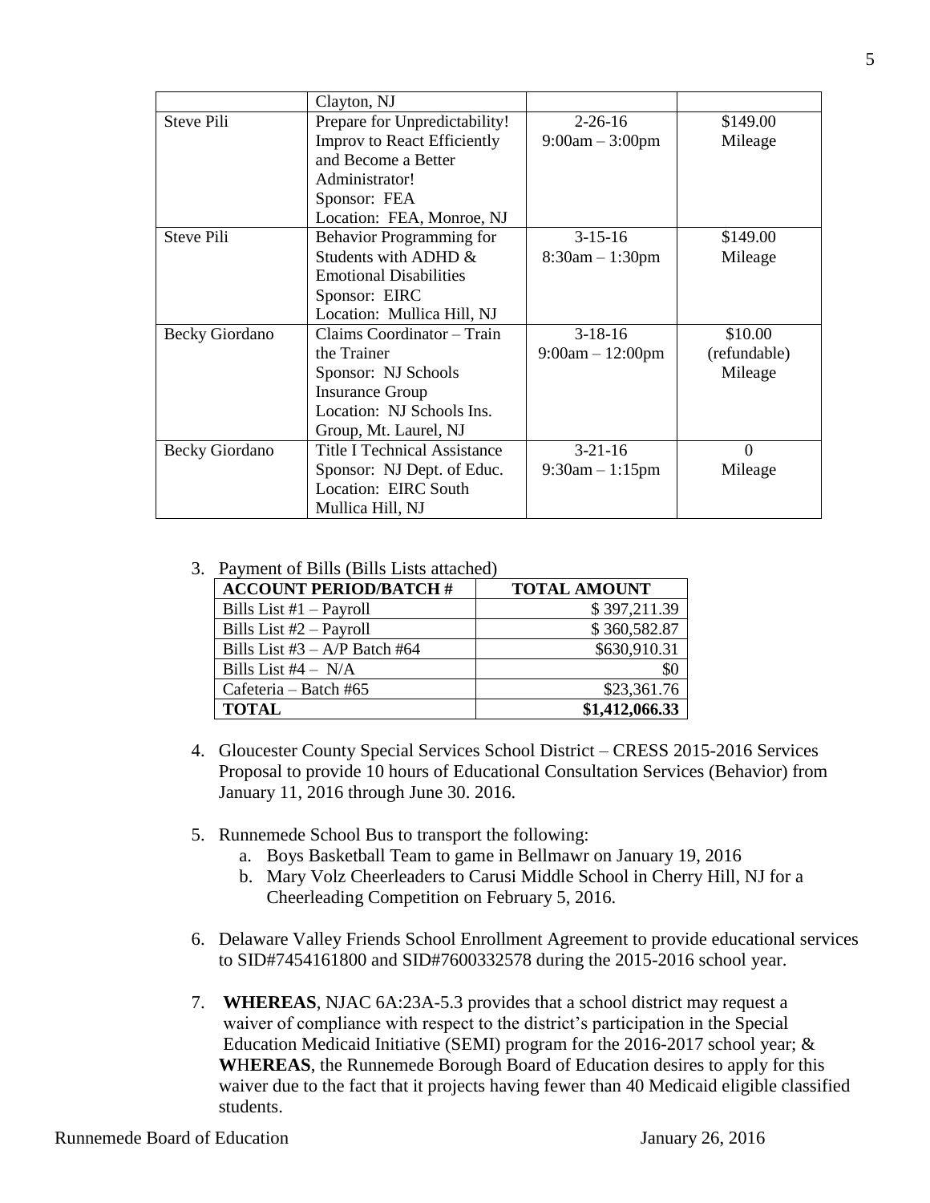| | | | |
|---|---|---|---|
| | Clayton, NJ | | |
| Steve Pili | Prepare for Unpredictability! Improv to React Efficiently and Become a Better Administrator! Sponsor: FEA Location: FEA, Monroe, NJ | 2-26-16 9:00am – 3:00pm | $149.00 Mileage |
| Steve Pili | Behavior Programming for Students with ADHD & Emotional Disabilities Sponsor: EIRC Location: Mullica Hill, NJ | 3-15-16 8:30am – 1:30pm | $149.00 Mileage |
| Becky Giordano | Claims Coordinator – Train the Trainer Sponsor: NJ Schools Insurance Group Location: NJ Schools Ins. Group, Mt. Laurel, NJ | 3-18-16 9:00am – 12:00pm | $10.00 (refundable) Mileage |
| Becky Giordano | Title I Technical Assistance Sponsor: NJ Dept. of Educ. Location: EIRC South Mullica Hill, NJ | 3-21-16 9:30am – 1:15pm | 0 Mileage |

3. Payment of Bills (Bills Lists attached)

| ACCOUNT PERIOD/BATCH # | TOTAL AMOUNT |
|---|---|
| Bills List #1 – Payroll | $ 397,211.39 |
| Bills List #2 – Payroll | $ 360,582.87 |
| Bills List #3 – A/P Batch #64 | $630,910.31 |
| Bills List #4 – N/A | $0 |
| Cafeteria – Batch #65 | $23,361.76 |
| **TOTAL** | **$1,412,066.33** |

4. Gloucester County Special Services School District – CRESS 2015-2016 Services Proposal to provide 10 hours of Educational Consultation Services (Behavior) from January 11, 2016 through June 30. 2016.

5. Runnemede School Bus to transport the following:
   a. Boys Basketball Team to game in Bellmawr on January 19, 2016
   b. Mary Volz Cheerleaders to Carusi Middle School in Cherry Hill, NJ for a Cheerleading Competition on February 5, 2016.

6. Delaware Valley Friends School Enrollment Agreement to provide educational services to SID#7454161800 and SID#7600332578 during the 2015-2016 school year.

7. **WHEREAS**, NJAC 6A:23A-5.3 provides that a school district may request a waiver of compliance with respect to the district's participation in the Special Education Medicaid Initiative (SEMI) program for the 2016-2017 school year; & **WHEREAS**, the Runnemede Borough Board of Education desires to apply for this waiver due to the fact that it projects having fewer than 40 Medicaid eligible classified students.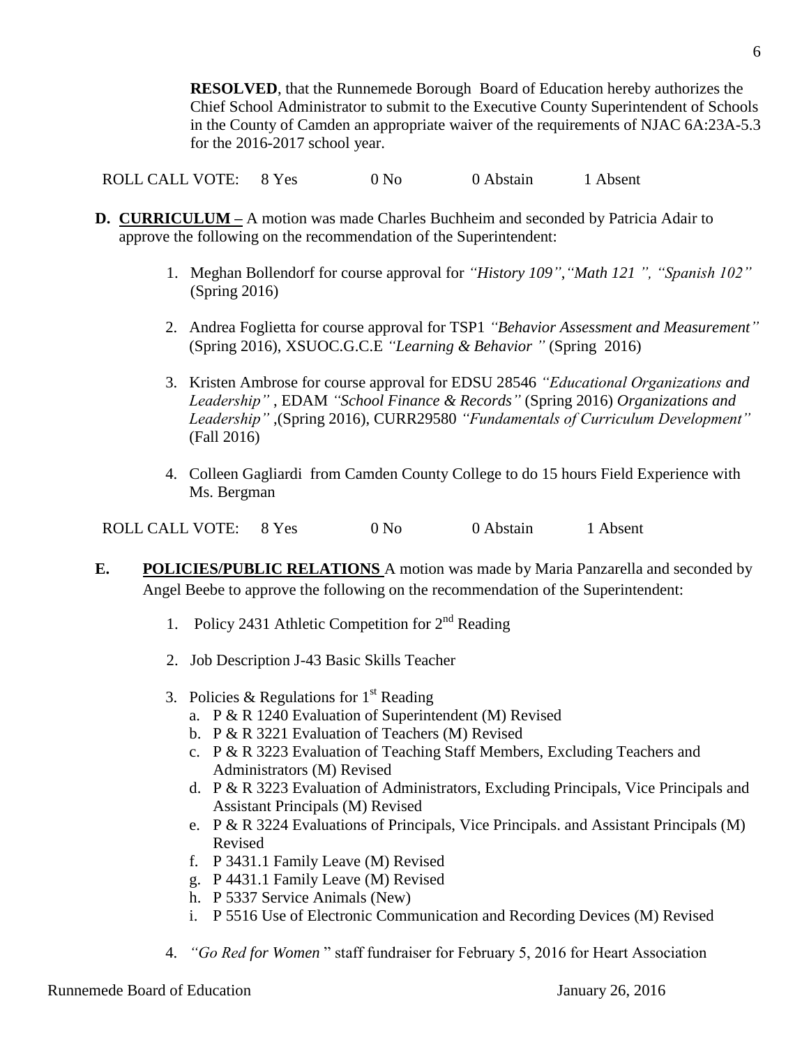**RESOLVED**, that the Runnemede Borough Board of Education hereby authorizes the Chief School Administrator to submit to the Executive County Superintendent of Schools in the County of Camden an appropriate waiver of the requirements of NJAC 6A:23A-5.3 for the 2016-2017 school year.

ROLL CALL VOTE: 8 Yes 0 No 0 Abstain 1 Absent

**D. CURRICULUM –** A motion was made Charles Buchheim and seconded by Patricia Adair to approve the following on the recommendation of the Superintendent:

1. Meghan Bollendorf for course approval for *"History 109"*,*"Math 121 ", "Spanish 102"* (Spring 2016)
2. Andrea Foglietta for course approval for TSP1 *"Behavior Assessment and Measurement"* (Spring 2016), XSUOC.G.C.E *"Learning & Behavior "* (Spring 2016)
3. Kristen Ambrose for course approval for EDSU 28546 *"Educational Organizations and Leadership"* , EDAM *"School Finance & Records"* (Spring 2016) *Organizations and Leadership"* ,(Spring 2016), CURR29580 *"Fundamentals of Curriculum Development"* (Fall 2016)
4. Colleen Gagliardi from Camden County College to do 15 hours Field Experience with Ms. Bergman

ROLL CALL VOTE: 8 Yes 0 No 0 Abstain 1 Absent

**E. POLICIES/PUBLIC RELATIONS** A motion was made by Maria Panzarella and seconded by Angel Beebe to approve the following on the recommendation of the Superintendent:

1. Policy 2431 Athletic Competition for 2nd Reading
2. Job Description J-43 Basic Skills Teacher
3. Policies & Regulations for 1st Reading
   a. P & R 1240 Evaluation of Superintendent (M) Revised
   b. P & R 3221 Evaluation of Teachers (M) Revised
   c. P & R 3223 Evaluation of Teaching Staff Members, Excluding Teachers and Administrators (M) Revised
   d. P & R 3223 Evaluation of Administrators, Excluding Principals, Vice Principals and Assistant Principals (M) Revised
   e. P & R 3224 Evaluations of Principals, Vice Principals. and Assistant Principals (M) Revised
   f. P 3431.1 Family Leave (M) Revised
   g. P 4431.1 Family Leave (M) Revised
   h. P 5337 Service Animals (New)
   i. P 5516 Use of Electronic Communication and Recording Devices (M) Revised
4. *"Go Red for Women* " staff fundraiser for February 5, 2016 for Heart Association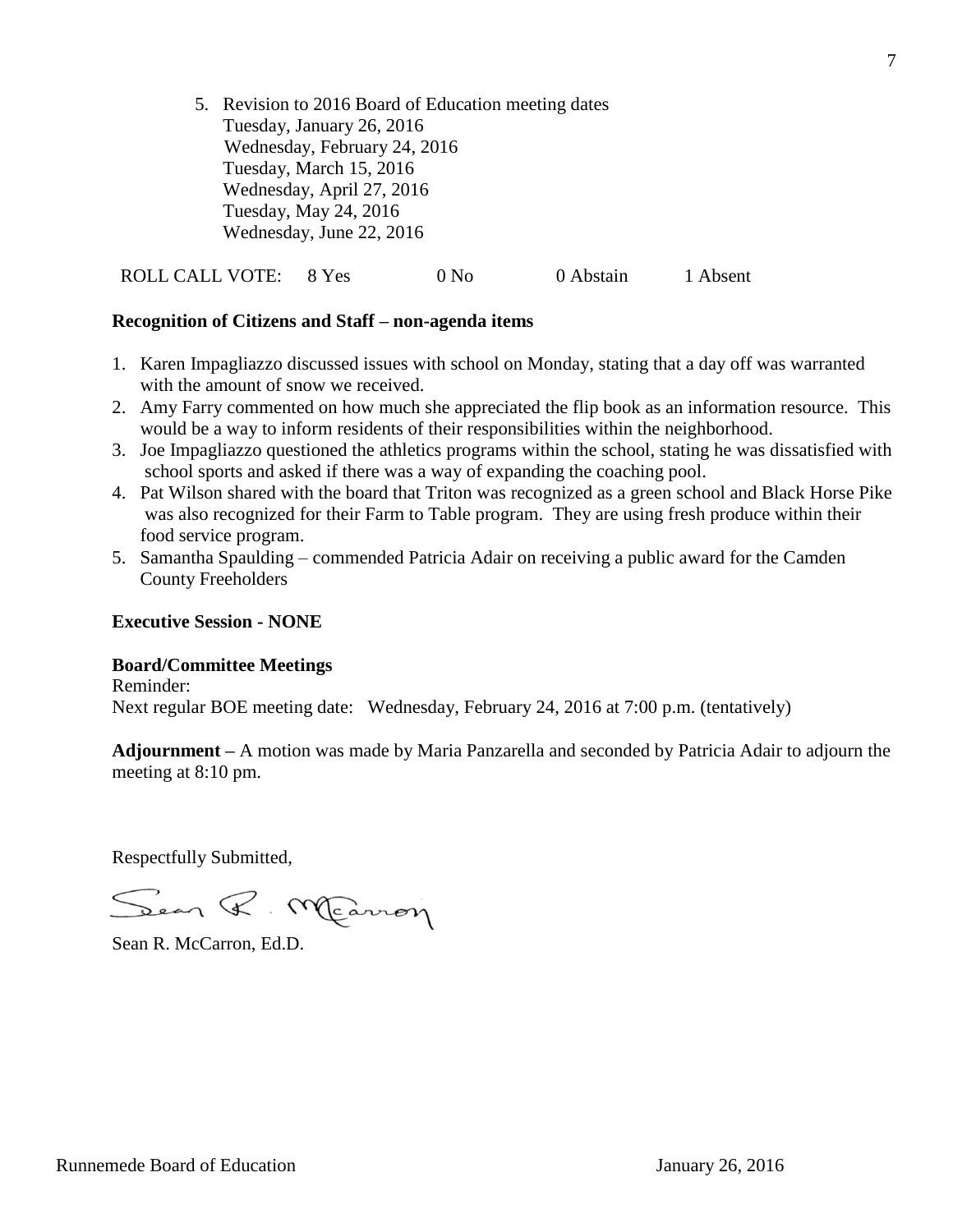5. Revision to 2016 Board of Education meeting dates
   Tuesday, January 26, 2016
   Wednesday, February 24, 2016
   Tuesday, March 15, 2016
   Wednesday, April 27, 2016
   Tuesday, May 24, 2016
   Wednesday, June 22, 2016

ROLL CALL VOTE: 8 Yes 0 No 0 Abstain 1 Absent

**Recognition of Citizens and Staff – non-agenda items**

1. Karen Impagliazzo discussed issues with school on Monday, stating that a day off was warranted with the amount of snow we received.
2. Amy Farry commented on how much she appreciated the flip book as an information resource. This would be a way to inform residents of their responsibilities within the neighborhood.
3. Joe Impagliazzo questioned the athletics programs within the school, stating he was dissatisfied with school sports and asked if there was a way of expanding the coaching pool.
4. Pat Wilson shared with the board that Triton was recognized as a green school and Black Horse Pike was also recognized for their Farm to Table program. They are using fresh produce within their food service program.
5. Samantha Spaulding – commended Patricia Adair on receiving a public award for the Camden County Freeholders

**Executive Session - NONE**

**Board/Committee Meetings**
Reminder:
Next regular BOE meeting date: Wednesday, February 24, 2016 at 7:00 p.m. (tentatively)

**Adjournment –** A motion was made by Maria Panzarella and seconded by Patricia Adair to adjourn the meeting at 8:10 pm.

Respectfully Submitted,

Sean R. McCarron

Sean R. McCarron, Ed.D.